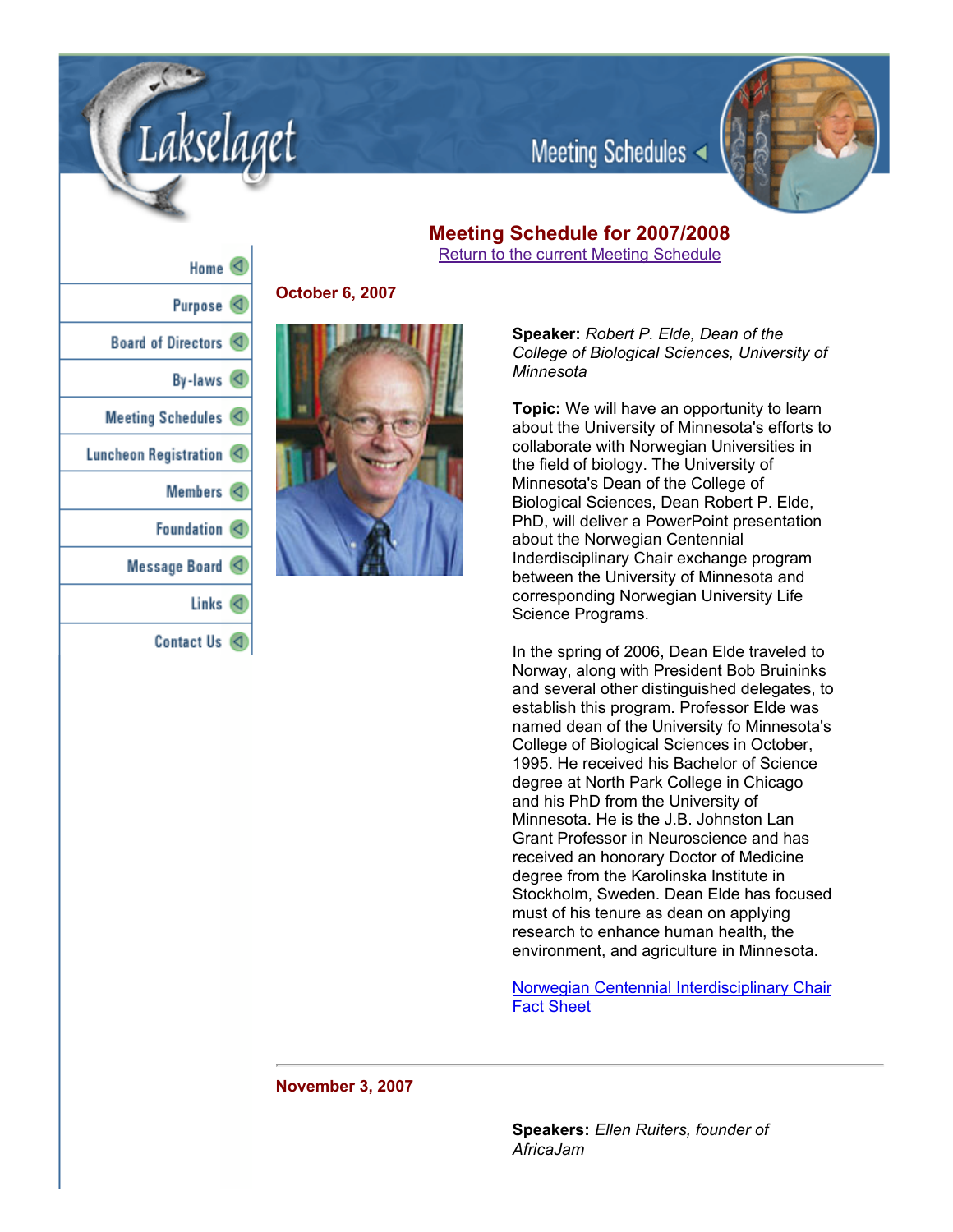Lakselaget

Meeting Schedules

- Home
- Purpose
- Board of Directors
- By-laws
- Meeting Schedules
- Luncheon Registration
- Members
- Foundation
- Message Board
- Links
- Contact Us

# Meeting Schedule for 2007/2008

Return to the current Meeting Schedule

## October 6, 2007

**Speaker:** *Robert P. Elde, Dean of the College of Biological Sciences, University of Minnesota*

**Topic:** We will have an opportunity to learn about the University of Minnesota's efforts to collaborate with Norwegian Universities in the field of biology. The University of Minnesota's Dean of the College of Biological Sciences, Dean Robert P. Elde, PhD, will deliver a PowerPoint presentation about the Norwegian Centennial Inderdisciplinary Chair exchange program between the University of Minnesota and corresponding Norwegian University Life Science Programs.

In the spring of 2006, Dean Elde traveled to Norway, along with President Bob Bruininks and several other distinguished delegates, to establish this program. Professor Elde was named dean of the University fo Minnesota's College of Biological Sciences in October, 1995. He received his Bachelor of Science degree at North Park College in Chicago and his PhD from the University of Minnesota. He is the J.B. Johnston Lan Grant Professor in Neuroscience and has received an honorary Doctor of Medicine degree from the Karolinska Institute in Stockholm, Sweden. Dean Elde has focused must of his tenure as dean on applying research to enhance human health, the environment, and agriculture in Minnesota.

Norwegian Centennial Interdisciplinary Chair Fact Sheet

---

## November 3, 2007

**Speakers:** *Ellen Ruiters, founder of AfricaJam*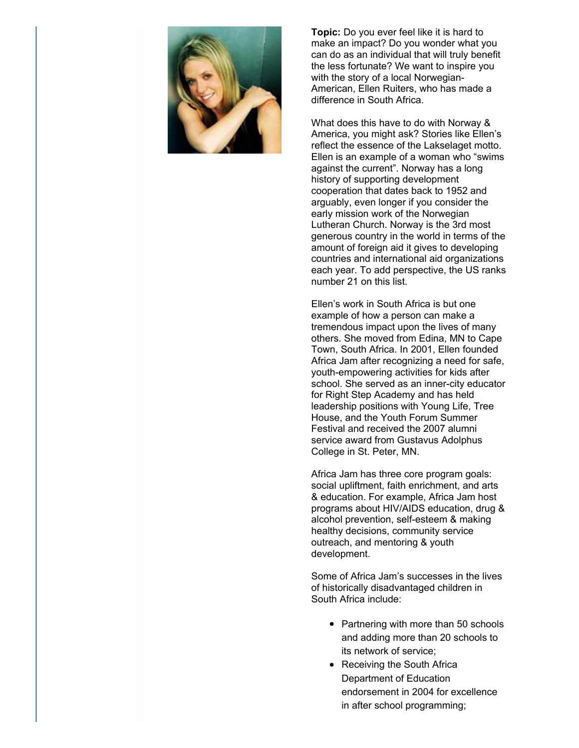**Topic:** Do you ever feel like it is hard to make an impact? Do you wonder what you can do as an individual that will truly benefit the less fortunate? We want to inspire you with the story of a local Norwegian-American, Ellen Ruiters, who has made a difference in South Africa.

What does this have to do with Norway & America, you might ask? Stories like Ellen's reflect the essence of the Lakselaget motto. Ellen is an example of a woman who "swims against the current". Norway has a long history of supporting development cooperation that dates back to 1952 and arguably, even longer if you consider the early mission work of the Norwegian Lutheran Church. Norway is the 3rd most generous country in the world in terms of the amount of foreign aid it gives to developing countries and international aid organizations each year. To add perspective, the US ranks number 21 on this list.

Ellen's work in South Africa is but one example of how a person can make a tremendous impact upon the lives of many others. She moved from Edina, MN to Cape Town, South Africa. In 2001, Ellen founded Africa Jam after recognizing a need for safe, youth-empowering activities for kids after school. She served as an inner-city educator for Right Step Academy and has held leadership positions with Young Life, Tree House, and the Youth Forum Summer Festival and received the 2007 alumni service award from Gustavus Adolphus College in St. Peter, MN.

Africa Jam has three core program goals: social upliftment, faith enrichment, and arts & education. For example, Africa Jam host programs about HIV/AIDS education, drug & alcohol prevention, self-esteem & making healthy decisions, community service outreach, and mentoring & youth development.

Some of Africa Jam's successes in the lives of historically disadvantaged children in South Africa include:

- Partnering with more than 50 schools and adding more than 20 schools to its network of service;
- Receiving the South Africa Department of Education endorsement in 2004 for excellence in after school programming;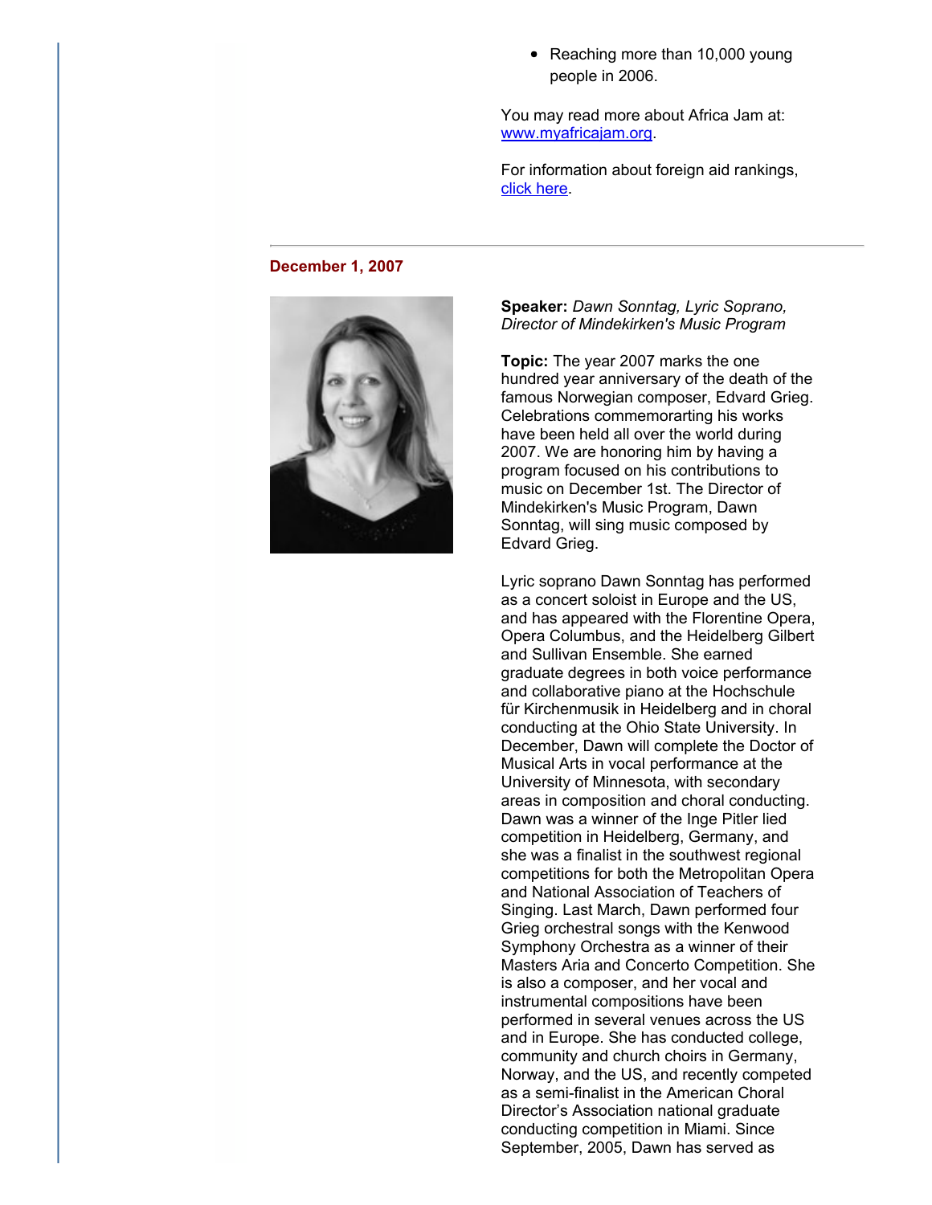- Reaching more than 10,000 young people in 2006.

You may read more about Africa Jam at: [www.myafricajam.org](www.myafricajam.org).

For information about foreign aid rankings, click here.

---

**December 1, 2007**

**Speaker:** *Dawn Sonntag, Lyric Soprano, Director of Mindekirken's Music Program*

**Topic:** The year 2007 marks the one hundred year anniversary of the death of the famous Norwegian composer, Edvard Grieg. Celebrations commemorarting his works have been held all over the world during 2007. We are honoring him by having a program focused on his contributions to music on December 1st. The Director of Mindekirken's Music Program, Dawn Sonntag, will sing music composed by Edvard Grieg.

Lyric soprano Dawn Sonntag has performed as a concert soloist in Europe and the US, and has appeared with the Florentine Opera, Opera Columbus, and the Heidelberg Gilbert and Sullivan Ensemble. She earned graduate degrees in both voice performance and collaborative piano at the Hochschule für Kirchenmusik in Heidelberg and in choral conducting at the Ohio State University. In December, Dawn will complete the Doctor of Musical Arts in vocal performance at the University of Minnesota, with secondary areas in composition and choral conducting. Dawn was a winner of the Inge Pitler lied competition in Heidelberg, Germany, and she was a finalist in the southwest regional competitions for both the Metropolitan Opera and National Association of Teachers of Singing. Last March, Dawn performed four Grieg orchestral songs with the Kenwood Symphony Orchestra as a winner of their Masters Aria and Concerto Competition. She is also a composer, and her vocal and instrumental compositions have been performed in several venues across the US and in Europe. She has conducted college, community and church choirs in Germany, Norway, and the US, and recently competed as a semi-finalist in the American Choral Director's Association national graduate conducting competition in Miami. Since September, 2005, Dawn has served as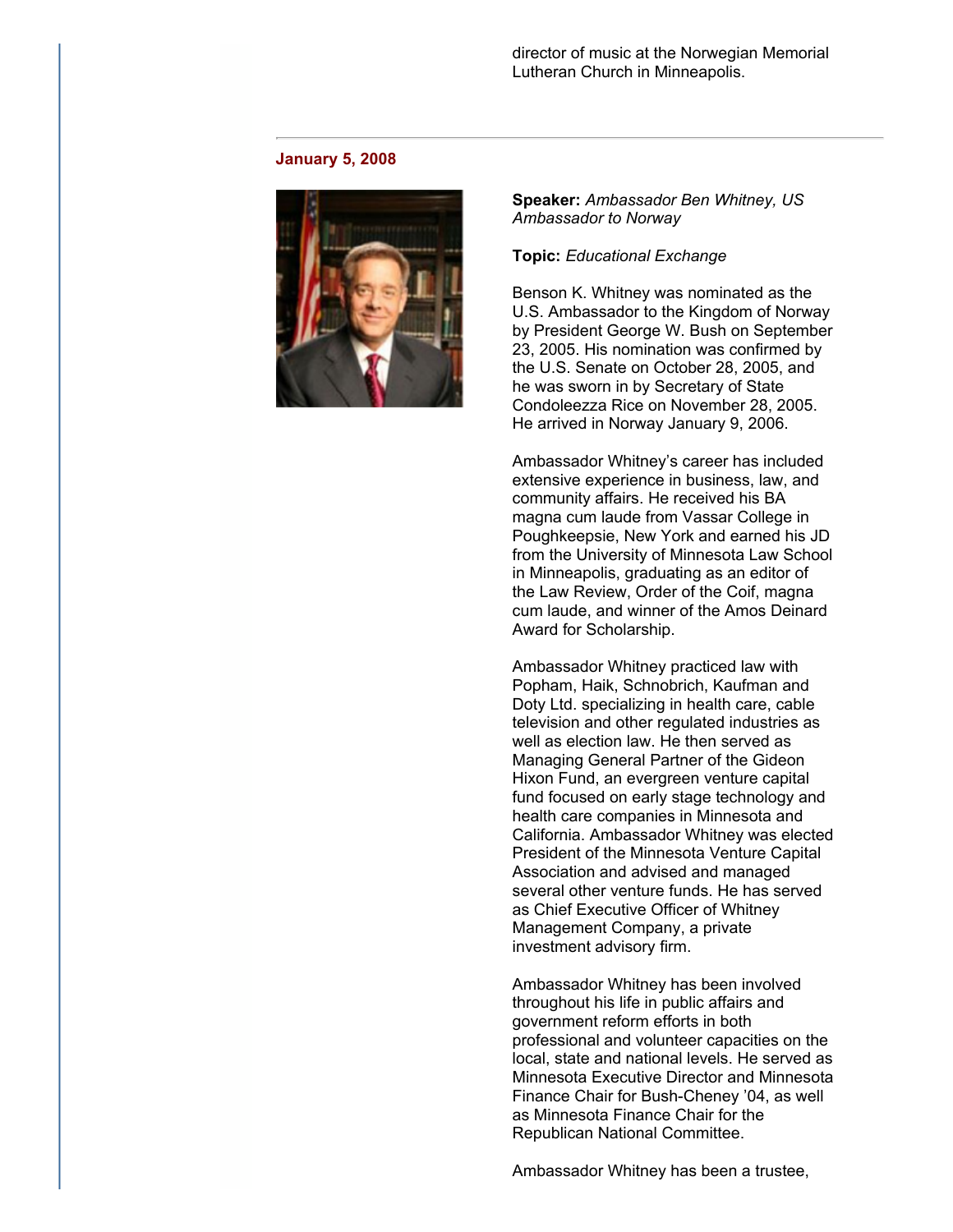director of music at the Norwegian Memorial Lutheran Church in Minneapolis.

---

**January 5, 2008**

**Speaker:** *Ambassador Ben Whitney, US Ambassador to Norway*

**Topic:** *Educational Exchange*

Benson K. Whitney was nominated as the U.S. Ambassador to the Kingdom of Norway by President George W. Bush on September 23, 2005. His nomination was confirmed by the U.S. Senate on October 28, 2005, and he was sworn in by Secretary of State Condoleezza Rice on November 28, 2005. He arrived in Norway January 9, 2006.

Ambassador Whitney's career has included extensive experience in business, law, and community affairs. He received his BA magna cum laude from Vassar College in Poughkeepsie, New York and earned his JD from the University of Minnesota Law School in Minneapolis, graduating as an editor of the Law Review, Order of the Coif, magna cum laude, and winner of the Amos Deinard Award for Scholarship.

Ambassador Whitney practiced law with Popham, Haik, Schnobrich, Kaufman and Doty Ltd. specializing in health care, cable television and other regulated industries as well as election law. He then served as Managing General Partner of the Gideon Hixon Fund, an evergreen venture capital fund focused on early stage technology and health care companies in Minnesota and California. Ambassador Whitney was elected President of the Minnesota Venture Capital Association and advised and managed several other venture funds. He has served as Chief Executive Officer of Whitney Management Company, a private investment advisory firm.

Ambassador Whitney has been involved throughout his life in public affairs and government reform efforts in both professional and volunteer capacities on the local, state and national levels. He served as Minnesota Executive Director and Minnesota Finance Chair for Bush-Cheney '04, as well as Minnesota Finance Chair for the Republican National Committee.

Ambassador Whitney has been a trustee,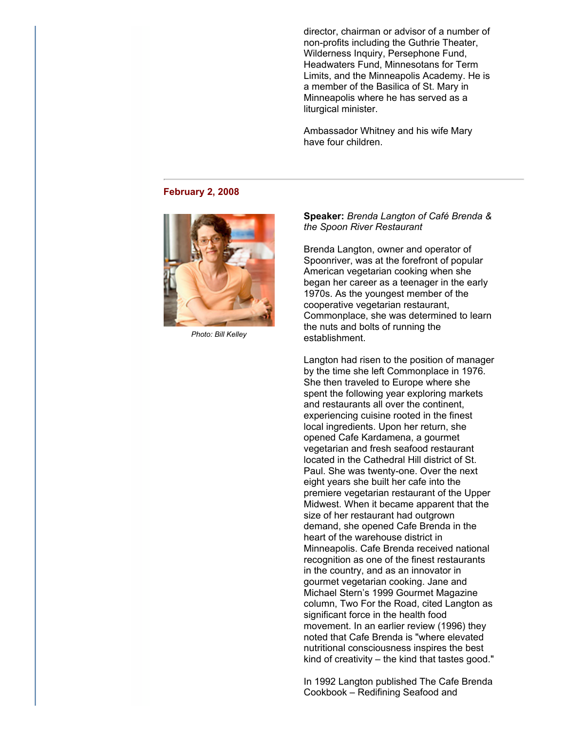director, chairman or advisor of a number of non-profits including the Guthrie Theater, Wilderness Inquiry, Persephone Fund, Headwaters Fund, Minnesotans for Term Limits, and the Minneapolis Academy. He is a member of the Basilica of St. Mary in Minneapolis where he has served as a liturgical minister.

Ambassador Whitney and his wife Mary have four children.

---

### February 2, 2008

Photo: Bill Kelley

**Speaker:** *Brenda Langton of Café Brenda & the Spoon River Restaurant*

Brenda Langton, owner and operator of Spoonriver, was at the forefront of popular American vegetarian cooking when she began her career as a teenager in the early 1970s. As the youngest member of the cooperative vegetarian restaurant, Commonplace, she was determined to learn the nuts and bolts of running the establishment.

Langton had risen to the position of manager by the time she left Commonplace in 1976. She then traveled to Europe where she spent the following year exploring markets and restaurants all over the continent, experiencing cuisine rooted in the finest local ingredients. Upon her return, she opened Cafe Kardamena, a gourmet vegetarian and fresh seafood restaurant located in the Cathedral Hill district of St. Paul. She was twenty-one. Over the next eight years she built her cafe into the premiere vegetarian restaurant of the Upper Midwest. When it became apparent that the size of her restaurant had outgrown demand, she opened Cafe Brenda in the heart of the warehouse district in Minneapolis. Cafe Brenda received national recognition as one of the finest restaurants in the country, and as an innovator in gourmet vegetarian cooking. Jane and Michael Stern's 1999 Gourmet Magazine column, Two For the Road, cited Langton as significant force in the health food movement. In an earlier review (1996) they noted that Cafe Brenda is "where elevated nutritional consciousness inspires the best kind of creativity – the kind that tastes good."

In 1992 Langton published The Cafe Brenda Cookbook – Redifining Seafood and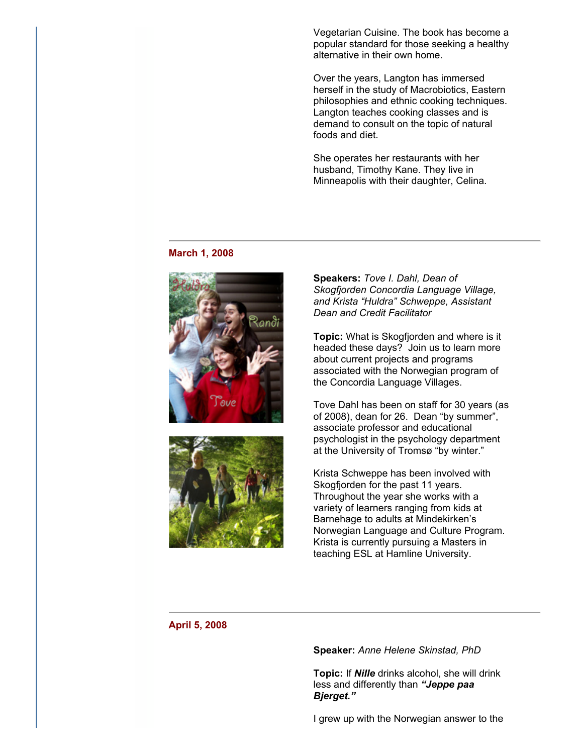Vegetarian Cuisine. The book has become a popular standard for those seeking a healthy alternative in their own home.

Over the years, Langton has immersed herself in the study of Macrobiotics, Eastern philosophies and ethnic cooking techniques. Langton teaches cooking classes and is demand to consult on the topic of natural foods and diet.

She operates her restaurants with her husband, Timothy Kane. They live in Minneapolis with their daughter, Celina.

---

**March 1, 2008**

**Speakers:** *Tove I. Dahl, Dean of Skogfjorden Concordia Language Village, and Krista "Huldra" Schweppe, Assistant Dean and Credit Facilitator*

**Topic:** What is Skogfjorden and where is it headed these days? Join us to learn more about current projects and programs associated with the Norwegian program of the Concordia Language Villages.

Tove Dahl has been on staff for 30 years (as of 2008), dean for 26. Dean "by summer", associate professor and educational psychologist in the psychology department at the University of Tromsø "by winter."

Krista Schweppe has been involved with Skogfjorden for the past 11 years. Throughout the year she works with a variety of learners ranging from kids at Barnehage to adults at Mindekirken's Norwegian Language and Culture Program. Krista is currently pursuing a Masters in teaching ESL at Hamline University.

---

**April 5, 2008**

**Speaker:** *Anne Helene Skinstad, PhD*

**Topic:** If ***Nille*** drinks alcohol, she will drink less and differently than ***"Jeppe paa Bjerget."***

I grew up with the Norwegian answer to the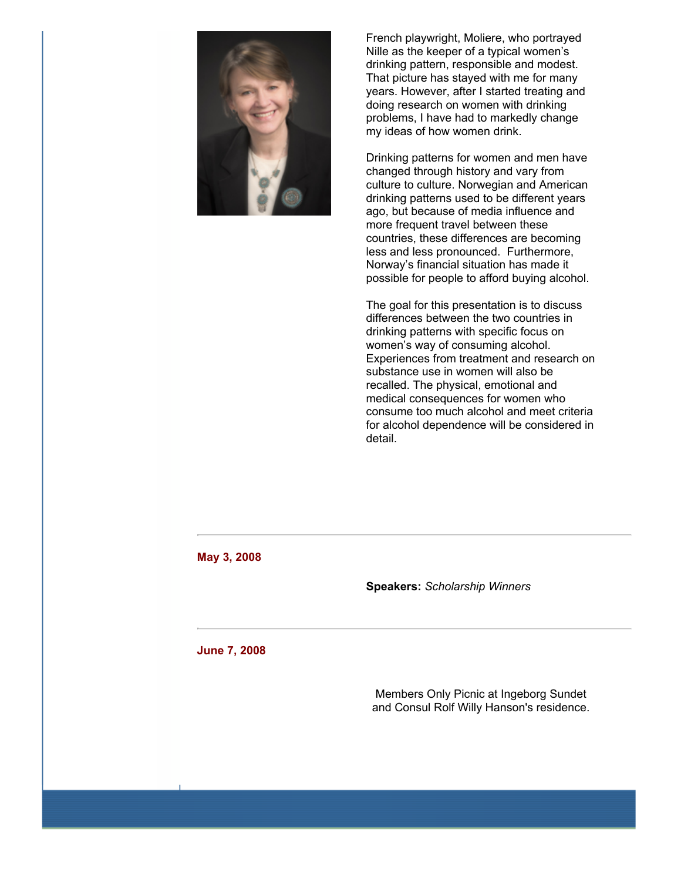French playwright, Moliere, who portrayed Nille as the keeper of a typical women's drinking pattern, responsible and modest. That picture has stayed with me for many years. However, after I started treating and doing research on women with drinking problems, I have had to markedly change my ideas of how women drink.

Drinking patterns for women and men have changed through history and vary from culture to culture. Norwegian and American drinking patterns used to be different years ago, but because of media influence and more frequent travel between these countries, these differences are becoming less and less pronounced. Furthermore, Norway's financial situation has made it possible for people to afford buying alcohol.

The goal for this presentation is to discuss differences between the two countries in drinking patterns with specific focus on women's way of consuming alcohol. Experiences from treatment and research on substance use in women will also be recalled. The physical, emotional and medical consequences for women who consume too much alcohol and meet criteria for alcohol dependence will be considered in detail.

---

**May 3, 2008**

**Speakers:** *Scholarship Winners*

---

**June 7, 2008**

Members Only Picnic at Ingeborg Sundet and Consul Rolf Willy Hanson's residence.